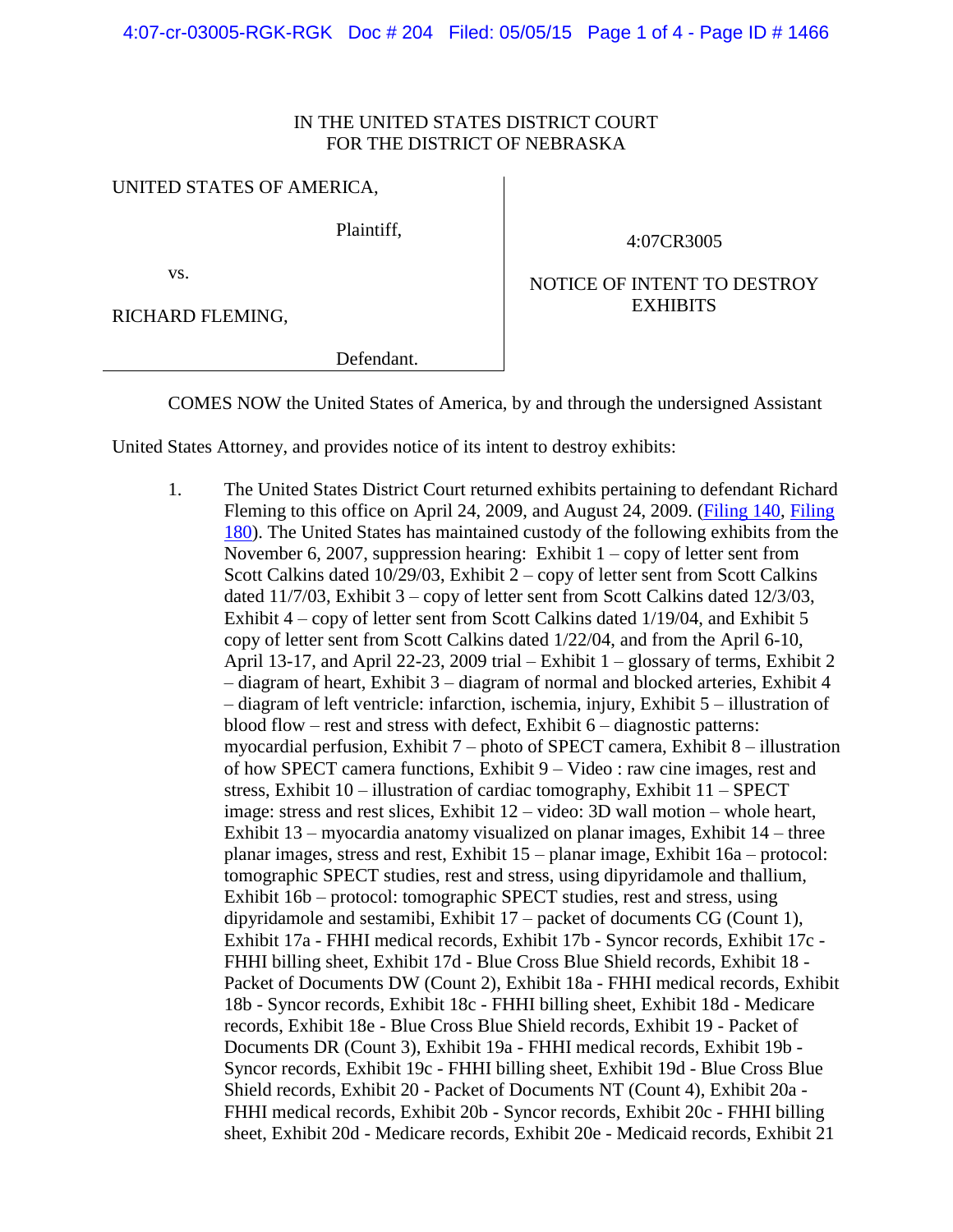IN THE UNITED STATES DISTRICT COURT
FOR THE DISTRICT OF NEBRASKA

| | |
|---|---|
| UNITED STATES OF AMERICA,<br><br>Plaintiff,<br><br>vs.<br><br>RICHARD FLEMING,<br><br>Defendant. | 4:07CR3005<br><br>NOTICE OF INTENT TO DESTROY EXHIBITS |

COMES NOW the United States of America, by and through the undersigned Assistant United States Attorney, and provides notice of its intent to destroy exhibits:

1. The United States District Court returned exhibits pertaining to defendant Richard Fleming to this office on April 24, 2009, and August 24, 2009. (Filing 140, Filing 180). The United States has maintained custody of the following exhibits from the November 6, 2007, suppression hearing: Exhibit 1 – copy of letter sent from Scott Calkins dated 10/29/03, Exhibit 2 – copy of letter sent from Scott Calkins dated 11/7/03, Exhibit 3 – copy of letter sent from Scott Calkins dated 12/3/03, Exhibit 4 – copy of letter sent from Scott Calkins dated 1/19/04, and Exhibit 5 copy of letter sent from Scott Calkins dated 1/22/04, and from the April 6-10, April 13-17, and April 22-23, 2009 trial – Exhibit 1 – glossary of terms, Exhibit 2 – diagram of heart, Exhibit 3 – diagram of normal and blocked arteries, Exhibit 4 – diagram of left ventricle: infarction, ischemia, injury, Exhibit 5 – illustration of blood flow – rest and stress with defect, Exhibit 6 – diagnostic patterns: myocardial perfusion, Exhibit 7 – photo of SPECT camera, Exhibit 8 – illustration of how SPECT camera functions, Exhibit 9 – Video : raw cine images, rest and stress, Exhibit 10 – illustration of cardiac tomography, Exhibit 11 – SPECT image: stress and rest slices, Exhibit 12 – video: 3D wall motion – whole heart, Exhibit 13 – myocardia anatomy visualized on planar images, Exhibit 14 – three planar images, stress and rest, Exhibit 15 – planar image, Exhibit 16a – protocol: tomographic SPECT studies, rest and stress, using dipyridamole and thallium, Exhibit 16b – protocol: tomographic SPECT studies, rest and stress, using dipyridamole and sestamibi, Exhibit 17 – packet of documents CG (Count 1), Exhibit 17a - FHHI medical records, Exhibit 17b - Syncor records, Exhibit 17c - FHHI billing sheet, Exhibit 17d - Blue Cross Blue Shield records, Exhibit 18 - Packet of Documents DW (Count 2), Exhibit 18a - FHHI medical records, Exhibit 18b - Syncor records, Exhibit 18c - FHHI billing sheet, Exhibit 18d - Medicare records, Exhibit 18e - Blue Cross Blue Shield records, Exhibit 19 - Packet of Documents DR (Count 3), Exhibit 19a - FHHI medical records, Exhibit 19b - Syncor records, Exhibit 19c - FHHI billing sheet, Exhibit 19d - Blue Cross Blue Shield records, Exhibit 20 - Packet of Documents NT (Count 4), Exhibit 20a - FHHI medical records, Exhibit 20b - Syncor records, Exhibit 20c - FHHI billing sheet, Exhibit 20d - Medicare records, Exhibit 20e - Medicaid records, Exhibit 21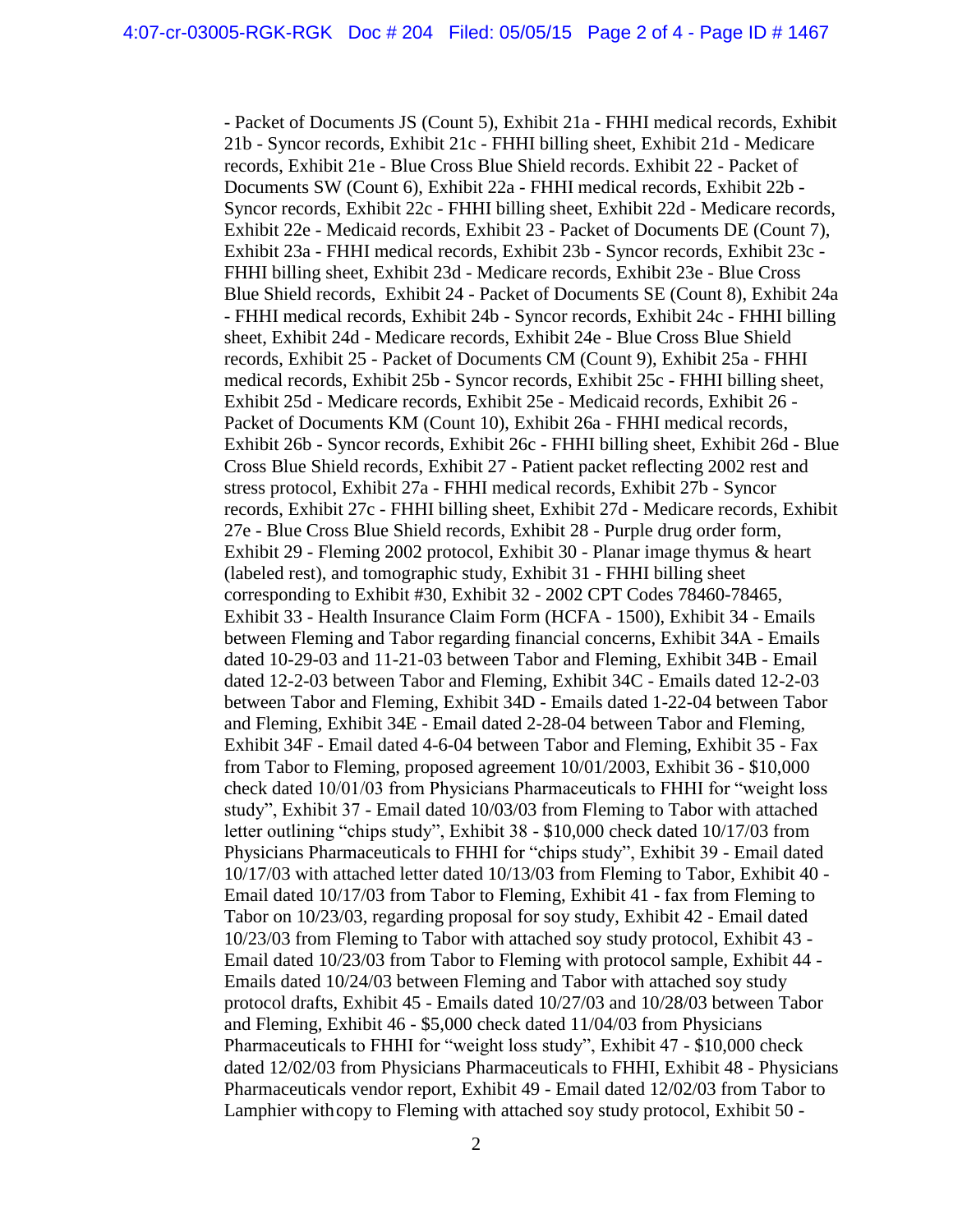- Packet of Documents JS (Count 5), Exhibit 21a - FHHI medical records, Exhibit 21b - Syncor records, Exhibit 21c - FHHI billing sheet, Exhibit 21d - Medicare records, Exhibit 21e - Blue Cross Blue Shield records. Exhibit 22 - Packet of Documents SW (Count 6), Exhibit 22a - FHHI medical records, Exhibit 22b - Syncor records, Exhibit 22c - FHHI billing sheet, Exhibit 22d - Medicare records, Exhibit 22e - Medicaid records, Exhibit 23 - Packet of Documents DE (Count 7), Exhibit 23a - FHHI medical records, Exhibit 23b - Syncor records, Exhibit 23c - FHHI billing sheet, Exhibit 23d - Medicare records, Exhibit 23e - Blue Cross Blue Shield records, Exhibit 24 - Packet of Documents SE (Count 8), Exhibit 24a - FHHI medical records, Exhibit 24b - Syncor records, Exhibit 24c - FHHI billing sheet, Exhibit 24d - Medicare records, Exhibit 24e - Blue Cross Blue Shield records, Exhibit 25 - Packet of Documents CM (Count 9), Exhibit 25a - FHHI medical records, Exhibit 25b - Syncor records, Exhibit 25c - FHHI billing sheet, Exhibit 25d - Medicare records, Exhibit 25e - Medicaid records, Exhibit 26 - Packet of Documents KM (Count 10), Exhibit 26a - FHHI medical records, Exhibit 26b - Syncor records, Exhibit 26c - FHHI billing sheet, Exhibit 26d - Blue Cross Blue Shield records, Exhibit 27 - Patient packet reflecting 2002 rest and stress protocol, Exhibit 27a - FHHI medical records, Exhibit 27b - Syncor records, Exhibit 27c - FHHI billing sheet, Exhibit 27d - Medicare records, Exhibit 27e - Blue Cross Blue Shield records, Exhibit 28 - Purple drug order form, Exhibit 29 - Fleming 2002 protocol, Exhibit 30 - Planar image thymus & heart (labeled rest), and tomographic study, Exhibit 31 - FHHI billing sheet corresponding to Exhibit #30, Exhibit 32 - 2002 CPT Codes 78460-78465, Exhibit 33 - Health Insurance Claim Form (HCFA - 1500), Exhibit 34 - Emails between Fleming and Tabor regarding financial concerns, Exhibit 34A - Emails dated 10-29-03 and 11-21-03 between Tabor and Fleming, Exhibit 34B - Email dated 12-2-03 between Tabor and Fleming, Exhibit 34C - Emails dated 12-2-03 between Tabor and Fleming, Exhibit 34D - Emails dated 1-22-04 between Tabor and Fleming, Exhibit 34E - Email dated 2-28-04 between Tabor and Fleming, Exhibit 34F - Email dated 4-6-04 between Tabor and Fleming, Exhibit 35 - Fax from Tabor to Fleming, proposed agreement 10/01/2003, Exhibit 36 - $10,000 check dated 10/01/03 from Physicians Pharmaceuticals to FHHI for "weight loss study", Exhibit 37 - Email dated 10/03/03 from Fleming to Tabor with attached letter outlining "chips study", Exhibit 38 - $10,000 check dated 10/17/03 from Physicians Pharmaceuticals to FHHI for "chips study", Exhibit 39 - Email dated 10/17/03 with attached letter dated 10/13/03 from Fleming to Tabor, Exhibit 40 - Email dated 10/17/03 from Tabor to Fleming, Exhibit 41 - fax from Fleming to Tabor on 10/23/03, regarding proposal for soy study, Exhibit 42 - Email dated 10/23/03 from Fleming to Tabor with attached soy study protocol, Exhibit 43 - Email dated 10/23/03 from Tabor to Fleming with protocol sample, Exhibit 44 - Emails dated 10/24/03 between Fleming and Tabor with attached soy study protocol drafts, Exhibit 45 - Emails dated 10/27/03 and 10/28/03 between Tabor and Fleming, Exhibit 46 - $5,000 check dated 11/04/03 from Physicians Pharmaceuticals to FHHI for "weight loss study", Exhibit 47 - $10,000 check dated 12/02/03 from Physicians Pharmaceuticals to FHHI, Exhibit 48 - Physicians Pharmaceuticals vendor report, Exhibit 49 - Email dated 12/02/03 from Tabor to Lamphier with copy to Fleming with attached soy study protocol, Exhibit 50 -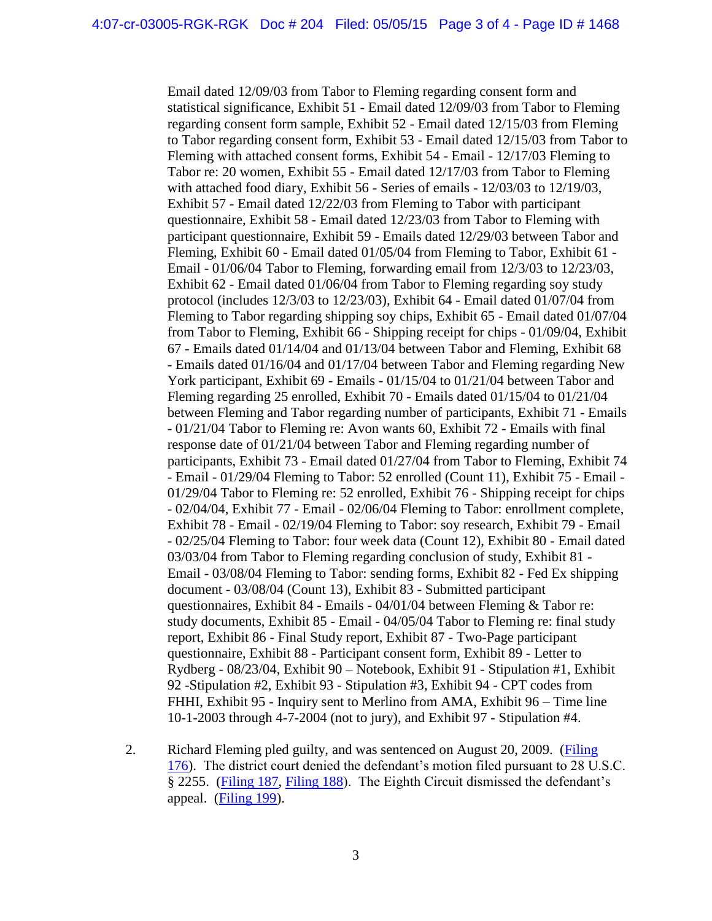Email dated 12/09/03 from Tabor to Fleming regarding consent form and statistical significance, Exhibit 51 - Email dated 12/09/03 from Tabor to Fleming regarding consent form sample, Exhibit 52 - Email dated 12/15/03 from Fleming to Tabor regarding consent form, Exhibit 53 - Email dated 12/15/03 from Tabor to Fleming with attached consent forms, Exhibit 54 - Email - 12/17/03 Fleming to Tabor re: 20 women, Exhibit 55 - Email dated 12/17/03 from Tabor to Fleming with attached food diary, Exhibit 56 - Series of emails - 12/03/03 to 12/19/03, Exhibit 57 - Email dated 12/22/03 from Fleming to Tabor with participant questionnaire, Exhibit 58 - Email dated 12/23/03 from Tabor to Fleming with participant questionnaire, Exhibit 59 - Emails dated 12/29/03 between Tabor and Fleming, Exhibit 60 - Email dated 01/05/04 from Fleming to Tabor, Exhibit 61 - Email - 01/06/04 Tabor to Fleming, forwarding email from 12/3/03 to 12/23/03, Exhibit 62 - Email dated 01/06/04 from Tabor to Fleming regarding soy study protocol (includes 12/3/03 to 12/23/03), Exhibit 64 - Email dated 01/07/04 from Fleming to Tabor regarding shipping soy chips, Exhibit 65 - Email dated 01/07/04 from Tabor to Fleming, Exhibit 66 - Shipping receipt for chips - 01/09/04, Exhibit 67 - Emails dated 01/14/04 and 01/13/04 between Tabor and Fleming, Exhibit 68 - Emails dated 01/16/04 and 01/17/04 between Tabor and Fleming regarding New York participant, Exhibit 69 - Emails - 01/15/04 to 01/21/04 between Tabor and Fleming regarding 25 enrolled, Exhibit 70 - Emails dated 01/15/04 to 01/21/04 between Fleming and Tabor regarding number of participants, Exhibit 71 - Emails - 01/21/04 Tabor to Fleming re: Avon wants 60, Exhibit 72 - Emails with final response date of 01/21/04 between Tabor and Fleming regarding number of participants, Exhibit 73 - Email dated 01/27/04 from Tabor to Fleming, Exhibit 74 - Email - 01/29/04 Fleming to Tabor: 52 enrolled (Count 11), Exhibit 75 - Email - 01/29/04 Tabor to Fleming re: 52 enrolled, Exhibit 76 - Shipping receipt for chips - 02/04/04, Exhibit 77 - Email - 02/06/04 Fleming to Tabor: enrollment complete, Exhibit 78 - Email - 02/19/04 Fleming to Tabor: soy research, Exhibit 79 - Email - 02/25/04 Fleming to Tabor: four week data (Count 12), Exhibit 80 - Email dated 03/03/04 from Tabor to Fleming regarding conclusion of study, Exhibit 81 - Email - 03/08/04 Fleming to Tabor: sending forms, Exhibit 82 - Fed Ex shipping document - 03/08/04 (Count 13), Exhibit 83 - Submitted participant questionnaires, Exhibit 84 - Emails - 04/01/04 between Fleming & Tabor re: study documents, Exhibit 85 - Email - 04/05/04 Tabor to Fleming re: final study report, Exhibit 86 - Final Study report, Exhibit 87 - Two-Page participant questionnaire, Exhibit 88 - Participant consent form, Exhibit 89 - Letter to Rydberg - 08/23/04, Exhibit 90 – Notebook, Exhibit 91 - Stipulation #1, Exhibit 92 -Stipulation #2, Exhibit 93 - Stipulation #3, Exhibit 94 - CPT codes from FHHI, Exhibit 95 - Inquiry sent to Merlino from AMA, Exhibit 96 – Time line 10-1-2003 through 4-7-2004 (not to jury), and Exhibit 97 - Stipulation #4.

2. Richard Fleming pled guilty, and was sentenced on August 20, 2009. (Filing 176). The district court denied the defendant's motion filed pursuant to 28 U.S.C. § 2255. (Filing 187, Filing 188). The Eighth Circuit dismissed the defendant's appeal. (Filing 199).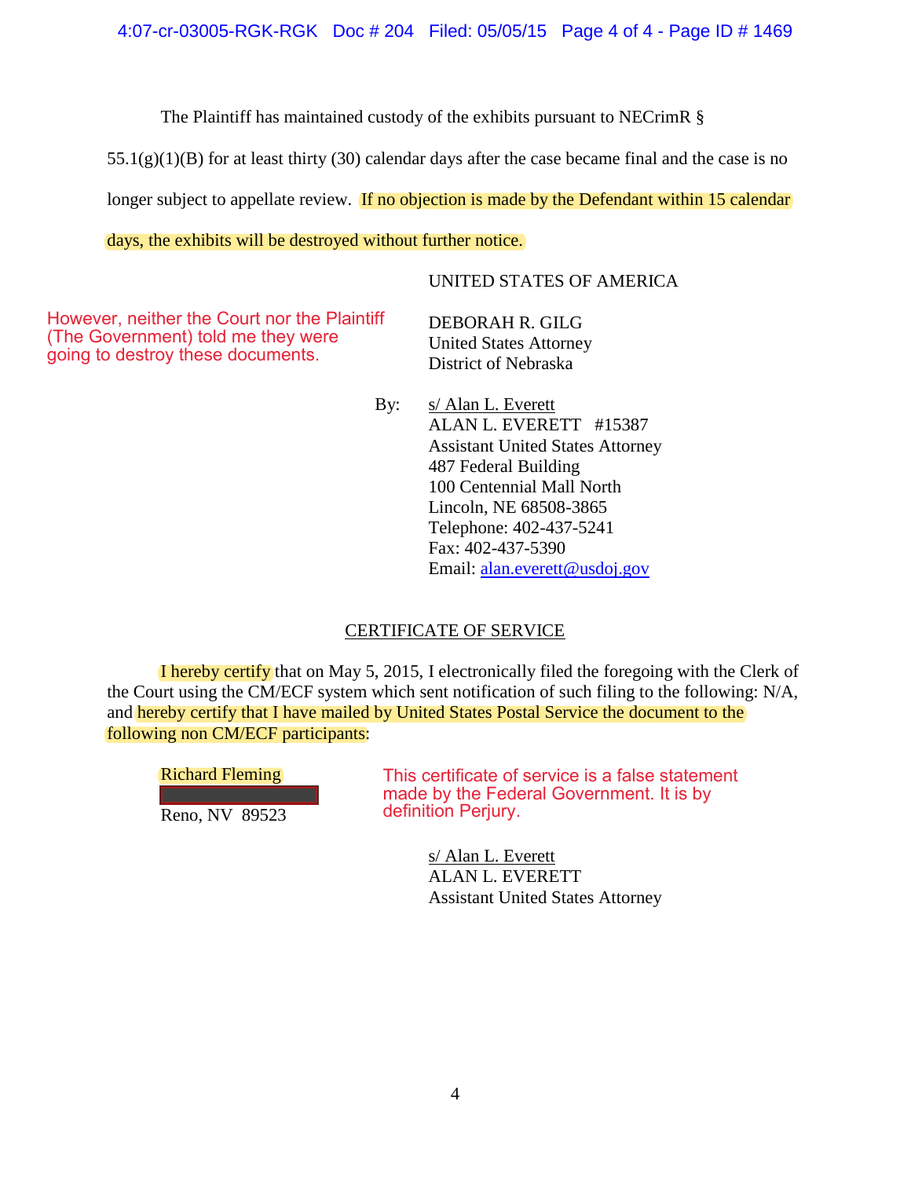The Plaintiff has maintained custody of the exhibits pursuant to NECrimR § 55.1(g)(1)(B) for at least thirty (30) calendar days after the case became final and the case is no longer subject to appellate review. If no objection is made by the Defendant within 15 calendar days, the exhibits will be destroyed without further notice.

However, neither the Court nor the Plaintiff (The Government) told me they were going to destroy these documents.

UNITED STATES OF AMERICA

DEBORAH R. GILG
United States Attorney
District of Nebraska

By: s/ Alan L. Everett
ALAN L. EVERETT #15387
Assistant United States Attorney
487 Federal Building
100 Centennial Mall North
Lincoln, NE 68508-3865
Telephone: 402-437-5241
Fax: 402-437-5390
Email: alan.everett@usdoj.gov

## CERTIFICATE OF SERVICE

I hereby certify that on May 5, 2015, I electronically filed the foregoing with the Clerk of the Court using the CM/ECF system which sent notification of such filing to the following: N/A, and hereby certify that I have mailed by United States Postal Service the document to the following non CM/ECF participants:

Richard Fleming
Reno, NV 89523

This certificate of service is a false statement made by the Federal Government. It is by definition Perjury.

s/ Alan L. Everett
ALAN L. EVERETT
Assistant United States Attorney